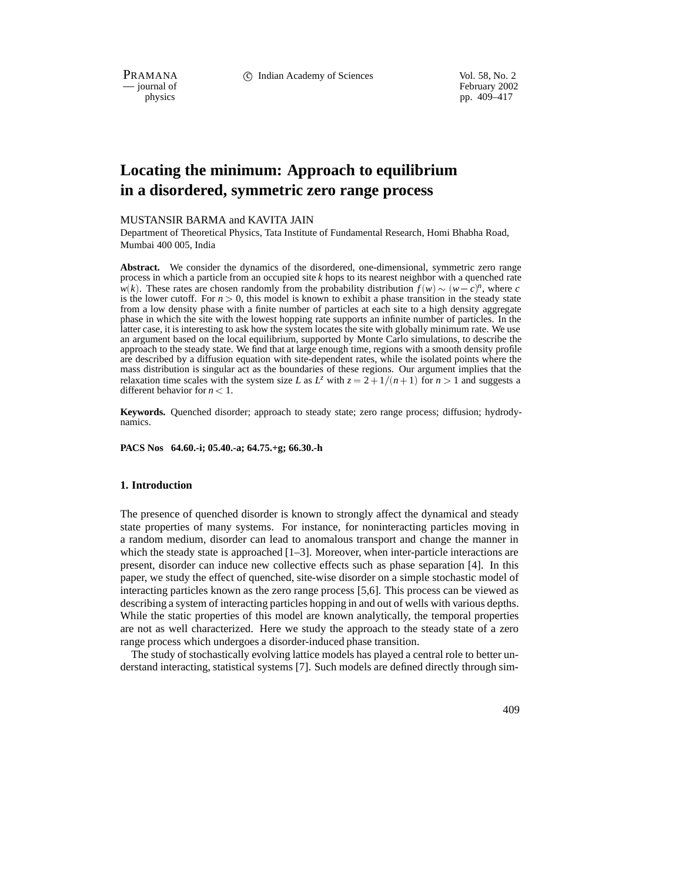# Locating the minimum: Approach to equilibrium in a disordered, symmetric zero range process

MUSTANSIR BARMA and KAVITA JAIN

Department of Theoretical Physics, Tata Institute of Fundamental Research, Homi Bhabha Road, Mumbai 400 005, India

**Abstract.** We consider the dynamics of the disordered, one-dimensional, symmetric zero range process in which a particle from an occupied site $k$ hops to its nearest neighbor with a quenched rate $w(k)$. These rates are chosen randomly from the probability distribution $f(w) \sim (w-c)^n$, where $c$ is the lower cutoff. For $n > 0$, this model is known to exhibit a phase transition in the steady state from a low density phase with a finite number of particles at each site to a high density aggregate phase in which the site with the lowest hopping rate supports an infinite number of particles. In the latter case, it is interesting to ask how the system locates the site with globally minimum rate. We use an argument based on the local equilibrium, supported by Monte Carlo simulations, to describe the approach to the steady state. We find that at large enough time, regions with a smooth density profile are described by a diffusion equation with site-dependent rates, while the isolated points where the mass distribution is singular act as the boundaries of these regions. Our argument implies that the relaxation time scales with the system size $L$ as $L^z$ with $z = 2+1/(n+1)$ for $n > 1$ and suggests a different behavior for $n < 1$.

**Keywords.** Quenched disorder; approach to steady state; zero range process; diffusion; hydrodynamics.

**PACS Nos 64.60.-i; 05.40.-a; 64.75.+g; 66.30.-h**

### 1. Introduction

The presence of quenched disorder is known to strongly affect the dynamical and steady state properties of many systems. For instance, for noninteracting particles moving in a random medium, disorder can lead to anomalous transport and change the manner in which the steady state is approached [1–3]. Moreover, when inter-particle interactions are present, disorder can induce new collective effects such as phase separation [4]. In this paper, we study the effect of quenched, site-wise disorder on a simple stochastic model of interacting particles known as the zero range process [5,6]. This process can be viewed as describing a system of interacting particles hopping in and out of wells with various depths. While the static properties of this model are known analytically, the temporal properties are not as well characterized. Here we study the approach to the steady state of a zero range process which undergoes a disorder-induced phase transition.

The study of stochastically evolving lattice models has played a central role to better understand interacting, statistical systems [7]. Such models are defined directly through sim-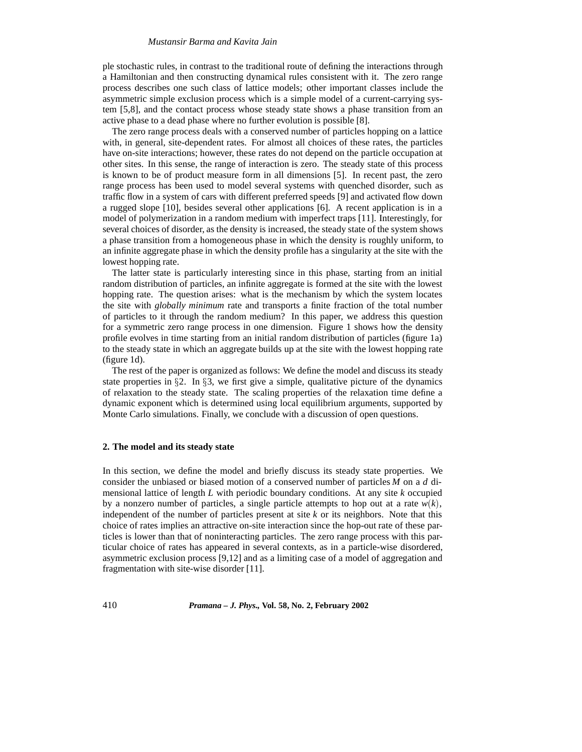ple stochastic rules, in contrast to the traditional route of defining the interactions through a Hamiltonian and then constructing dynamical rules consistent with it. The zero range process describes one such class of lattice models; other important classes include the asymmetric simple exclusion process which is a simple model of a current-carrying system [5,8], and the contact process whose steady state shows a phase transition from an active phase to a dead phase where no further evolution is possible [8].

The zero range process deals with a conserved number of particles hopping on a lattice with, in general, site-dependent rates. For almost all choices of these rates, the particles have on-site interactions; however, these rates do not depend on the particle occupation at other sites. In this sense, the range of interaction is zero. The steady state of this process is known to be of product measure form in all dimensions [5]. In recent past, the zero range process has been used to model several systems with quenched disorder, such as traffic flow in a system of cars with different preferred speeds [9] and activated flow down a rugged slope [10], besides several other applications [6]. A recent application is in a model of polymerization in a random medium with imperfect traps [11]. Interestingly, for several choices of disorder, as the density is increased, the steady state of the system shows a phase transition from a homogeneous phase in which the density is roughly uniform, to an infinite aggregate phase in which the density profile has a singularity at the site with the lowest hopping rate.

The latter state is particularly interesting since in this phase, starting from an initial random distribution of particles, an infinite aggregate is formed at the site with the lowest hopping rate. The question arises: what is the mechanism by which the system locates the site with *globally minimum* rate and transports a finite fraction of the total number of particles to it through the random medium? In this paper, we address this question for a symmetric zero range process in one dimension. Figure 1 shows how the density profile evolves in time starting from an initial random distribution of particles (figure 1a) to the steady state in which an aggregate builds up at the site with the lowest hopping rate (figure 1d).

The rest of the paper is organized as follows: We define the model and discuss its steady state properties in §2. In §3, we first give a simple, qualitative picture of the dynamics of relaxation to the steady state. The scaling properties of the relaxation time define a dynamic exponent which is determined using local equilibrium arguments, supported by Monte Carlo simulations. Finally, we conclude with a discussion of open questions.

## 2. The model and its steady state

In this section, we define the model and briefly discuss its steady state properties. We consider the unbiased or biased motion of a conserved number of particles $M$ on a $d$ dimensional lattice of length $L$ with periodic boundary conditions. At any site $k$ occupied by a nonzero number of particles, a single particle attempts to hop out at a rate $w(k)$, independent of the number of particles present at site $k$ or its neighbors. Note that this choice of rates implies an attractive on-site interaction since the hop-out rate of these particles is lower than that of noninteracting particles. The zero range process with this particular choice of rates has appeared in several contexts, as in a particle-wise disordered, asymmetric exclusion process [9,12] and as a limiting case of a model of aggregation and fragmentation with site-wise disorder [11].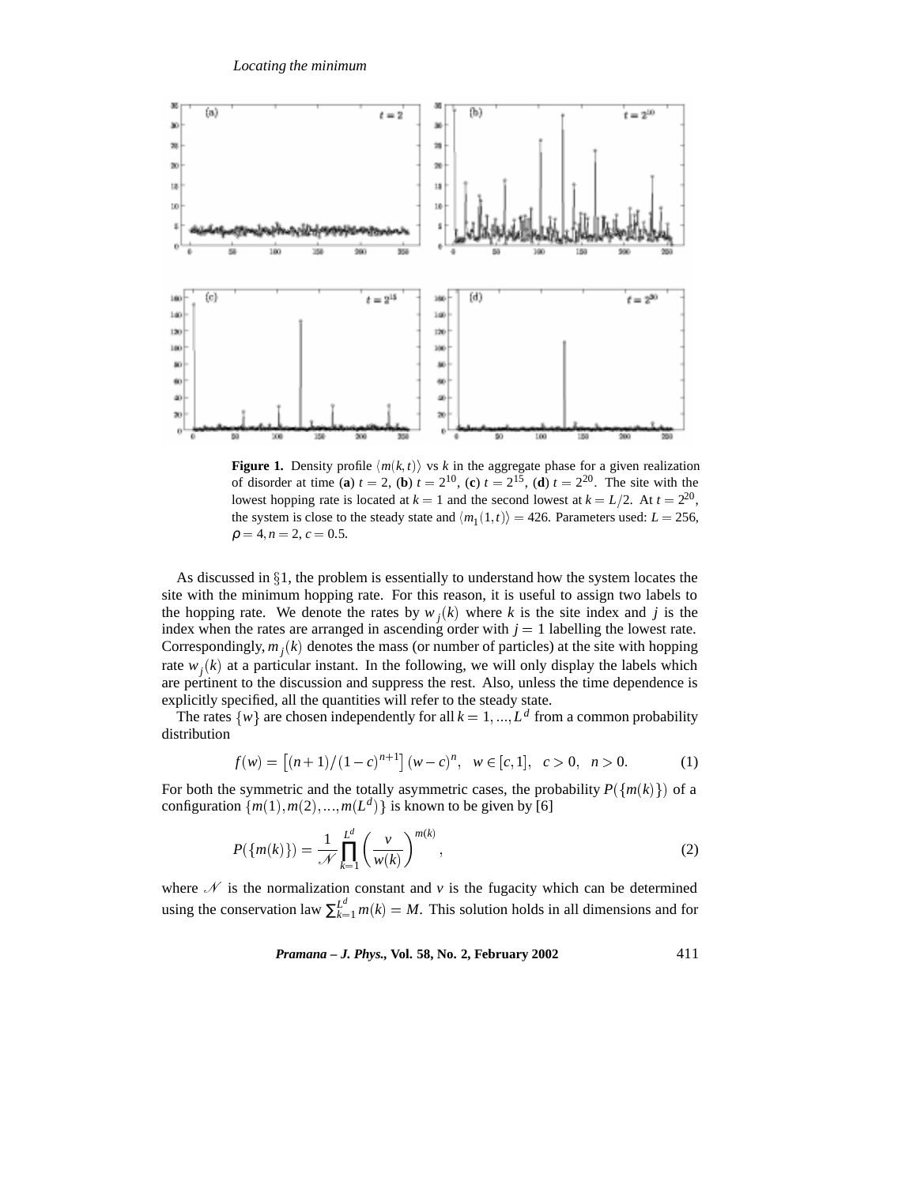**Figure 1.** Density profile $\langle m(k,t)\rangle$ vs $k$ in the aggregate phase for a given realization of disorder at time (**a**) $t=2$, (**b**) $t=2^{10}$, (**c**) $t=2^{15}$, (**d**) $t=2^{20}$. The site with the lowest hopping rate is located at $k=1$ and the second lowest at $k=L/2$. At $t=2^{20}$, the system is close to the steady state and $\langle m_1(1,t)\rangle = 426$. Parameters used: $L=256$, $\rho=4, n=2, c=0.5$.

As discussed in §1, the problem is essentially to understand how the system locates the site with the minimum hopping rate. For this reason, it is useful to assign two labels to the hopping rate. We denote the rates by $w_j(k)$ where $k$ is the site index and $j$ is the index when the rates are arranged in ascending order with $j=1$ labelling the lowest rate. Correspondingly, $m_j(k)$ denotes the mass (or number of particles) at the site with hopping rate $w_j(k)$ at a particular instant. In the following, we will only display the labels which are pertinent to the discussion and suppress the rest. Also, unless the time dependence is explicitly specified, all the quantities will refer to the steady state.

The rates $\{w\}$ are chosen independently for all $k=1,...,L^d$ from a common probability distribution

$$f(w) = \left[(n+1)/(1-c)^{n+1}\right](w-c)^n, \quad w \in [c,1], \quad c>0, \quad n>0. \tag{1}$$

For both the symmetric and the totally asymmetric cases, the probability $P(\{m(k)\})$ of a configuration $\{m(1), m(2), ..., m(L^d)\}$ is known to be given by [6]

$$P(\{m(k)\}) = \frac{1}{\mathcal{N}} \prod_{k=1}^{L^d} \left(\frac{v}{w(k)}\right)^{m(k)}, \tag{2}$$

where $\mathcal{N}$ is the normalization constant and $v$ is the fugacity which can be determined using the conservation law $\sum_{k=1}^{L^d} m(k) = M$. This solution holds in all dimensions and for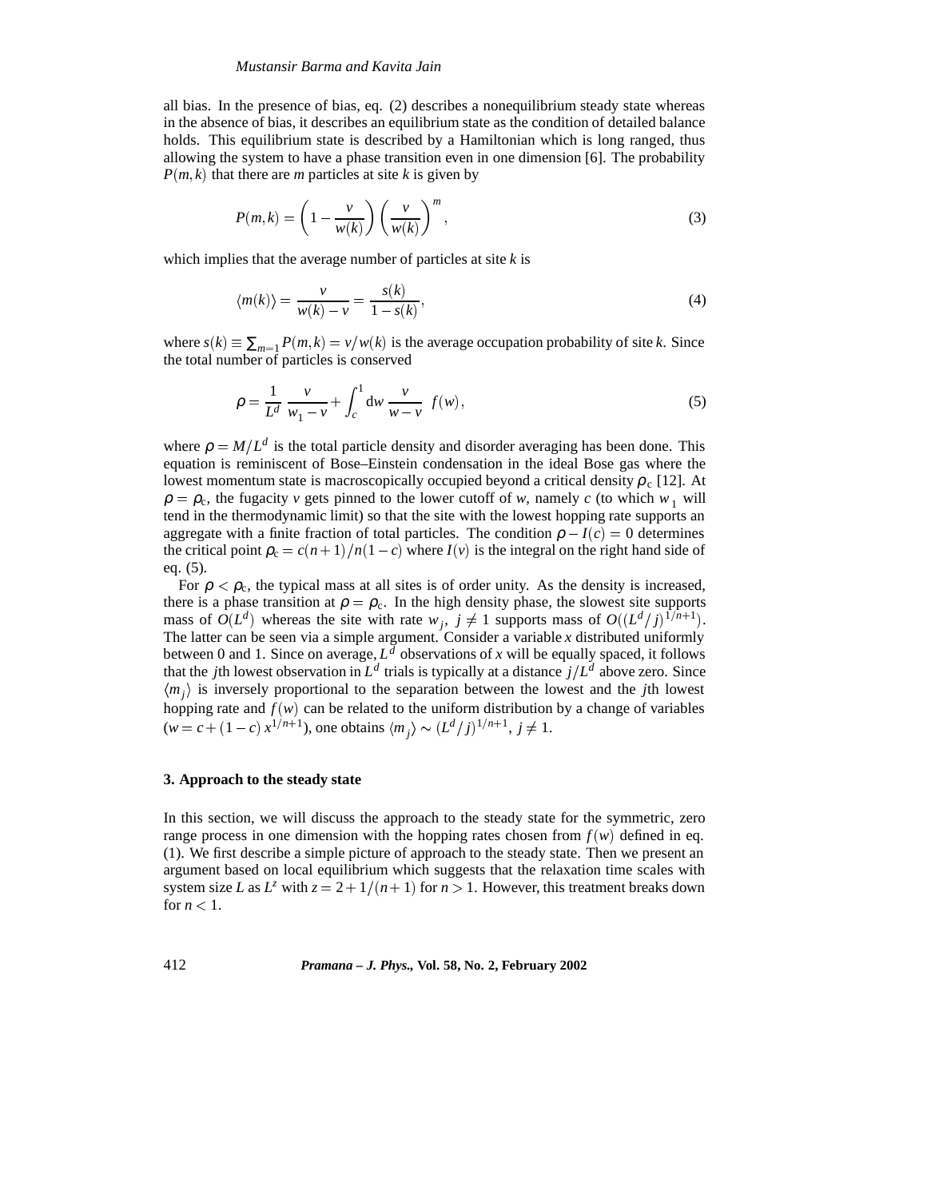all bias. In the presence of bias, eq. (2) describes a nonequilibrium steady state whereas in the absence of bias, it describes an equilibrium state as the condition of detailed balance holds. This equilibrium state is described by a Hamiltonian which is long ranged, thus allowing the system to have a phase transition even in one dimension [6]. The probability $P(m,k)$ that there are $m$ particles at site $k$ is given by

$$P(m,k) = \left(1 - \frac{v}{w(k)}\right)\left(\frac{v}{w(k)}\right)^m, \tag{3}$$

which implies that the average number of particles at site $k$ is

$$\langle m(k)\rangle = \frac{v}{w(k) - v} = \frac{s(k)}{1 - s(k)}, \tag{4}$$

where $s(k) \equiv \sum_{m=1} P(m,k) = v/w(k)$ is the average occupation probability of site $k$. Since the total number of particles is conserved

$$\rho = \frac{1}{L^d}\,\frac{v}{w_1 - v} + \int_c^1 \mathrm{d}w\,\frac{v}{w - v}\;\; f(w), \tag{5}$$

where $\rho = M/L^d$ is the total particle density and disorder averaging has been done. This equation is reminiscent of Bose–Einstein condensation in the ideal Bose gas where the lowest momentum state is macroscopically occupied beyond a critical density $\rho_c$ [12]. At $\rho = \rho_c$, the fugacity $v$ gets pinned to the lower cutoff of $w$, namely $c$ (to which $w_1$ will tend in the thermodynamic limit) so that the site with the lowest hopping rate supports an aggregate with a finite fraction of total particles. The condition $\rho - I(c) = 0$ determines the critical point $\rho_c = c(n+1)/n(1-c)$ where $I(v)$ is the integral on the right hand side of eq. (5).

For $\rho < \rho_c$, the typical mass at all sites is of order unity. As the density is increased, there is a phase transition at $\rho = \rho_c$. In the high density phase, the slowest site supports mass of $O(L^d)$ whereas the site with rate $w_j$, $j \neq 1$ supports mass of $O((L^d/j)^{1/n+1})$. The latter can be seen via a simple argument. Consider a variable $x$ distributed uniformly between 0 and 1. Since on average, $L^d$ observations of $x$ will be equally spaced, it follows that the $j$th lowest observation in $L^d$ trials is typically at a distance $j/L^d$ above zero. Since $\langle m_j\rangle$ is inversely proportional to the separation between the lowest and the $j$th lowest hopping rate and $f(w)$ can be related to the uniform distribution by a change of variables ($w = c + (1-c)\,x^{1/n+1}$), one obtains $\langle m_j\rangle \sim (L^d/j)^{1/n+1}$, $j \neq 1$.

## 3. Approach to the steady state

In this section, we will discuss the approach to the steady state for the symmetric, zero range process in one dimension with the hopping rates chosen from $f(w)$ defined in eq. (1). We first describe a simple picture of approach to the steady state. Then we present an argument based on local equilibrium which suggests that the relaxation time scales with system size $L$ as $L^z$ with $z = 2 + 1/(n+1)$ for $n > 1$. However, this treatment breaks down for $n < 1$.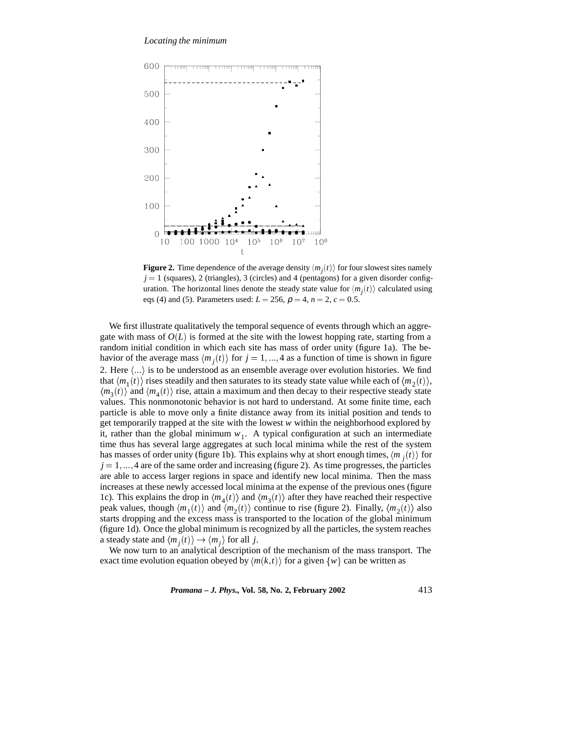**Figure 2.** Time dependence of the average density $\langle m_j(t) \rangle$ for four slowest sites namely $j = 1$ (squares), 2 (triangles), 3 (circles) and 4 (pentagons) for a given disorder configuration. The horizontal lines denote the steady state value for $\langle m_j(t) \rangle$ calculated using eqs (4) and (5). Parameters used: $L = 256$, $\rho = 4$, $n = 2$, $c = 0.5$.

We first illustrate qualitatively the temporal sequence of events through which an aggregate with mass of $O(L)$ is formed at the site with the lowest hopping rate, starting from a random initial condition in which each site has mass of order unity (figure 1a). The behavior of the average mass $\langle m_j(t) \rangle$ for $j = 1, ..., 4$ as a function of time is shown in figure 2. Here $\langle ... \rangle$ is to be understood as an ensemble average over evolution histories. We find that $\langle m_1(t) \rangle$ rises steadily and then saturates to its steady state value while each of $\langle m_2(t) \rangle$, $\langle m_3(t) \rangle$ and $\langle m_4(t) \rangle$ rise, attain a maximum and then decay to their respective steady state values. This nonmonotonic behavior is not hard to understand. At some finite time, each particle is able to move only a finite distance away from its initial position and tends to get temporarily trapped at the site with the lowest $w$ within the neighborhood explored by it, rather than the global minimum $w_1$. A typical configuration at such an intermediate time thus has several large aggregates at such local minima while the rest of the system has masses of order unity (figure 1b). This explains why at short enough times, $\langle m_j(t) \rangle$ for $j = 1, ..., 4$ are of the same order and increasing (figure 2). As time progresses, the particles are able to access larger regions in space and identify new local minima. Then the mass increases at these newly accessed local minima at the expense of the previous ones (figure 1c). This explains the drop in $\langle m_4(t) \rangle$ and $\langle m_3(t) \rangle$ after they have reached their respective peak values, though $\langle m_1(t) \rangle$ and $\langle m_2(t) \rangle$ continue to rise (figure 2). Finally, $\langle m_2(t) \rangle$ also starts dropping and the excess mass is transported to the location of the global minimum (figure 1d). Once the global minimum is recognized by all the particles, the system reaches a steady state and $\langle m_j(t) \rangle \to \langle m_j \rangle$ for all $j$.

We now turn to an analytical description of the mechanism of the mass transport. The exact time evolution equation obeyed by $\langle m(k,t) \rangle$ for a given $\{w\}$ can be written as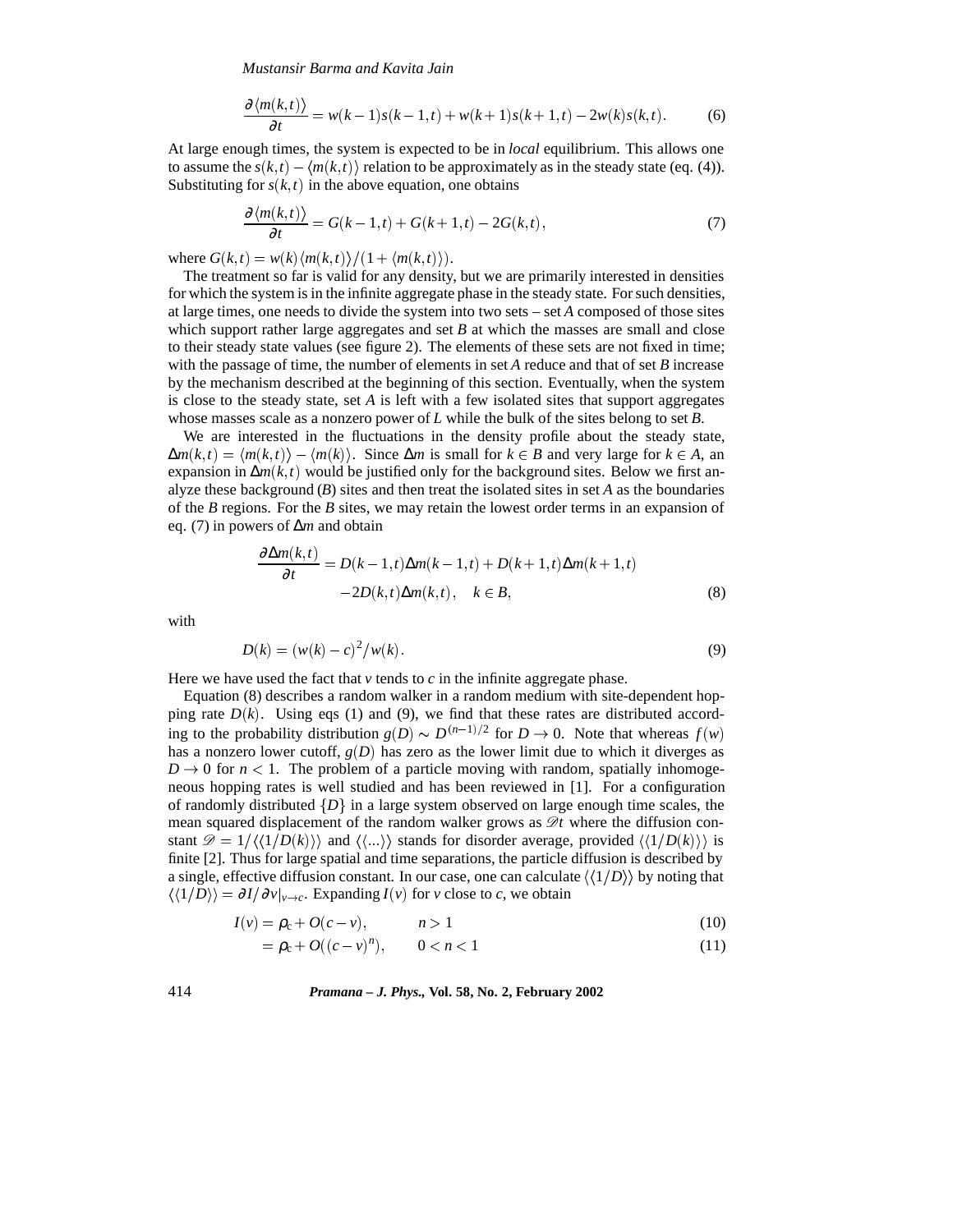$$\frac{\partial \langle m(k,t)\rangle}{\partial t} = w(k-1)s(k-1,t) + w(k+1)s(k+1,t) - 2w(k)s(k,t). \tag{6}$$

At large enough times, the system is expected to be in *local* equilibrium. This allows one to assume the $s(k,t) - \langle m(k,t)\rangle$ relation to be approximately as in the steady state (eq. (4)). Substituting for $s(k,t)$ in the above equation, one obtains

$$\frac{\partial \langle m(k,t)\rangle}{\partial t} = G(k-1,t) + G(k+1,t) - 2G(k,t), \tag{7}$$

where $G(k,t) = w(k)\langle m(k,t)\rangle/(1+\langle m(k,t)\rangle)$.

The treatment so far is valid for any density, but we are primarily interested in densities for which the system is in the infinite aggregate phase in the steady state. For such densities, at large times, one needs to divide the system into two sets – set $A$ composed of those sites which support rather large aggregates and set $B$ at which the masses are small and close to their steady state values (see figure 2). The elements of these sets are not fixed in time; with the passage of time, the number of elements in set $A$ reduce and that of set $B$ increase by the mechanism described at the beginning of this section. Eventually, when the system is close to the steady state, set $A$ is left with a few isolated sites that support aggregates whose masses scale as a nonzero power of $L$ while the bulk of the sites belong to set $B$.

We are interested in the fluctuations in the density profile about the steady state, $\Delta m(k,t) = \langle m(k,t)\rangle - \langle m(k)\rangle$. Since $\Delta m$ is small for $k \in B$ and very large for $k \in A$, an expansion in $\Delta m(k,t)$ would be justified only for the background sites. Below we first analyze these background ($B$) sites and then treat the isolated sites in set $A$ as the boundaries of the $B$ regions. For the $B$ sites, we may retain the lowest order terms in an expansion of eq. (7) in powers of $\Delta m$ and obtain

$$\begin{aligned}\frac{\partial \Delta m(k,t)}{\partial t} &= D(k-1,t)\Delta m(k-1,t) + D(k+1,t)\Delta m(k+1,t)\\ &\quad -2D(k,t)\Delta m(k,t), \quad k \in B,\end{aligned} \tag{8}$$

with

$$D(k) = (w(k)-c)^2/w(k). \tag{9}$$

Here we have used the fact that $v$ tends to $c$ in the infinite aggregate phase.

Equation (8) describes a random walker in a random medium with site-dependent hopping rate $D(k)$. Using eqs (1) and (9), we find that these rates are distributed according to the probability distribution $g(D) \sim D^{(n-1)/2}$ for $D \to 0$. Note that whereas $f(w)$ has a nonzero lower cutoff, $g(D)$ has zero as the lower limit due to which it diverges as $D \to 0$ for $n < 1$. The problem of a particle moving with random, spatially inhomogeneous hopping rates is well studied and has been reviewed in [1]. For a configuration of randomly distributed $\{D\}$ in a large system observed on large enough time scales, the mean squared displacement of the random walker grows as $\mathscr{D}t$ where the diffusion constant $\mathscr{D} = 1/\langle\langle 1/D(k)\rangle\rangle$ and $\langle\langle ...\rangle\rangle$ stands for disorder average, provided $\langle\langle 1/D(k)\rangle\rangle$ is finite [2]. Thus for large spatial and time separations, the particle diffusion is described by a single, effective diffusion constant. In our case, one can calculate $\langle\langle 1/D\rangle\rangle$ by noting that $\langle\langle 1/D\rangle\rangle = \partial I/\partial v|_{v\to c}$. Expanding $I(v)$ for $v$ close to $c$, we obtain

$$I(v) = \rho_c + O(c-v), \qquad n > 1 \tag{10}$$

$$= \rho_c + O((c-v)^n), \qquad 0 < n < 1 \tag{11}$$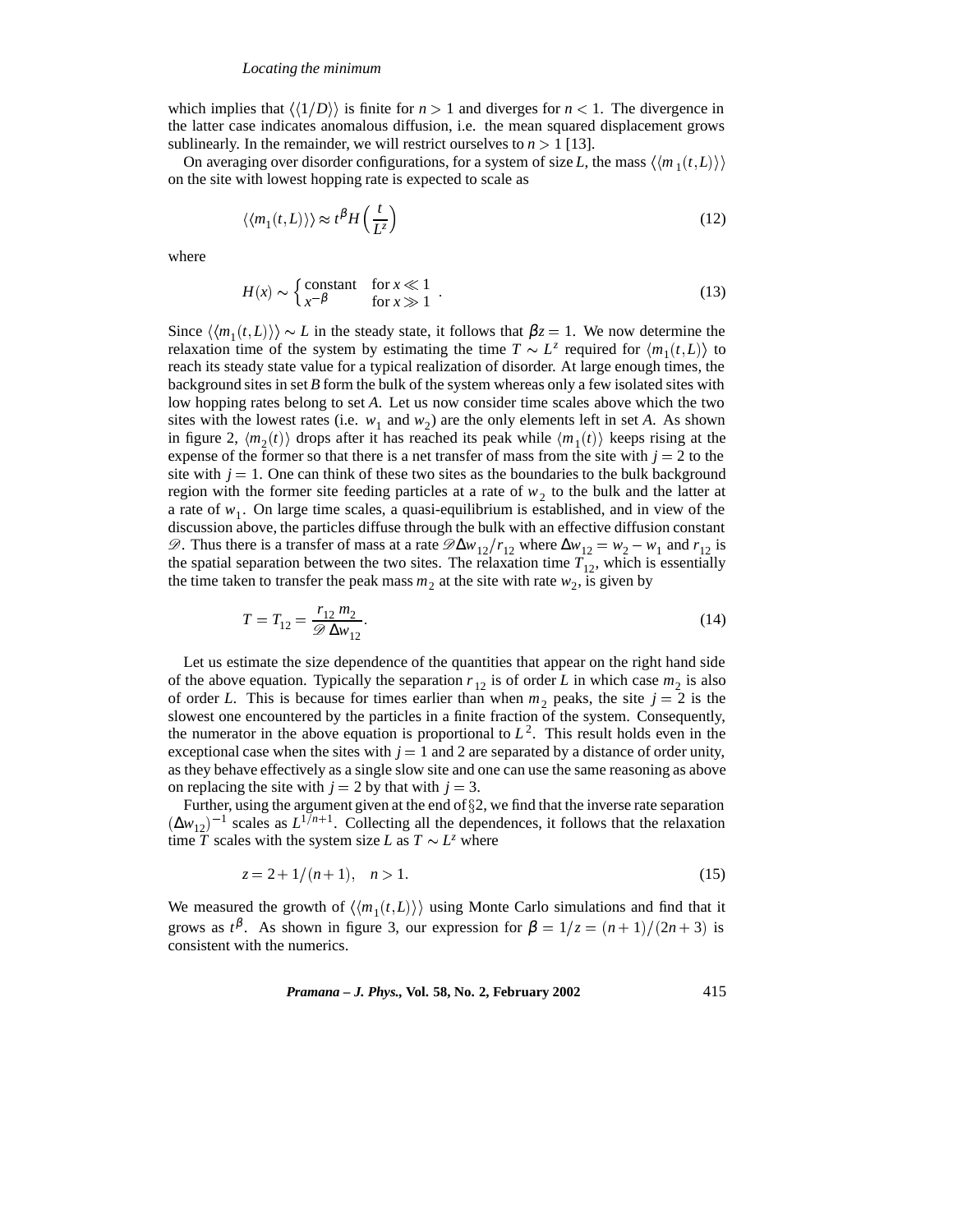which implies that $\langle\langle 1/D\rangle\rangle$ is finite for $n > 1$ and diverges for $n < 1$. The divergence in the latter case indicates anomalous diffusion, i.e. the mean squared displacement grows sublinearly. In the remainder, we will restrict ourselves to $n > 1$ [13].

On averaging over disorder configurations, for a system of size $L$, the mass $\langle\langle m_1(t,L)\rangle\rangle$ on the site with lowest hopping rate is expected to scale as

$$\langle\langle m_1(t,L)\rangle\rangle \approx t^{\beta} H\left(\frac{t}{L^z}\right) \tag{12}$$

where

$$H(x) \sim \begin{cases} \text{constant} & \text{for } x \ll 1 \\ x^{-\beta} & \text{for } x \gg 1 \end{cases}. \tag{13}$$

Since $\langle\langle m_1(t,L)\rangle\rangle \sim L$ in the steady state, it follows that $\beta z = 1$. We now determine the relaxation time of the system by estimating the time $T \sim L^z$ required for $\langle m_1(t,L)\rangle$ to reach its steady state value for a typical realization of disorder. At large enough times, the background sites in set $B$ form the bulk of the system whereas only a few isolated sites with low hopping rates belong to set $A$. Let us now consider time scales above which the two sites with the lowest rates (i.e. $w_1$ and $w_2$) are the only elements left in set $A$. As shown in figure 2, $\langle m_2(t)\rangle$ drops after it has reached its peak while $\langle m_1(t)\rangle$ keeps rising at the expense of the former so that there is a net transfer of mass from the site with $j = 2$ to the site with $j = 1$. One can think of these two sites as the boundaries to the bulk background region with the former site feeding particles at a rate of $w_2$ to the bulk and the latter at a rate of $w_1$. On large time scales, a quasi-equilibrium is established, and in view of the discussion above, the particles diffuse through the bulk with an effective diffusion constant $\mathscr{D}$. Thus there is a transfer of mass at a rate $\mathscr{D}\Delta w_{12}/r_{12}$ where $\Delta w_{12} = w_2 - w_1$ and $r_{12}$ is the spatial separation between the two sites. The relaxation time $T_{12}$, which is essentially the time taken to transfer the peak mass $m_2$ at the site with rate $w_2$, is given by

$$T = T_{12} = \frac{r_{12}\, m_2}{\mathscr{D}\,\Delta w_{12}}. \tag{14}$$

Let us estimate the size dependence of the quantities that appear on the right hand side of the above equation. Typically the separation $r_{12}$ is of order $L$ in which case $m_2$ is also of order $L$. This is because for times earlier than when $m_2$ peaks, the site $j = 2$ is the slowest one encountered by the particles in a finite fraction of the system. Consequently, the numerator in the above equation is proportional to $L^2$. This result holds even in the exceptional case when the sites with $j = 1$ and 2 are separated by a distance of order unity, as they behave effectively as a single slow site and one can use the same reasoning as above on replacing the site with $j = 2$ by that with $j = 3$.

Further, using the argument given at the end of §2, we find that the inverse rate separation $(\Delta w_{12})^{-1}$ scales as $L^{1/n+1}$. Collecting all the dependences, it follows that the relaxation time $T$ scales with the system size $L$ as $T \sim L^z$ where

$$z = 2 + 1/(n+1), \quad n > 1. \tag{15}$$

We measured the growth of $\langle\langle m_1(t,L)\rangle\rangle$ using Monte Carlo simulations and find that it grows as $t^{\beta}$. As shown in figure 3, our expression for $\beta = 1/z = (n+1)/(2n+3)$ is consistent with the numerics.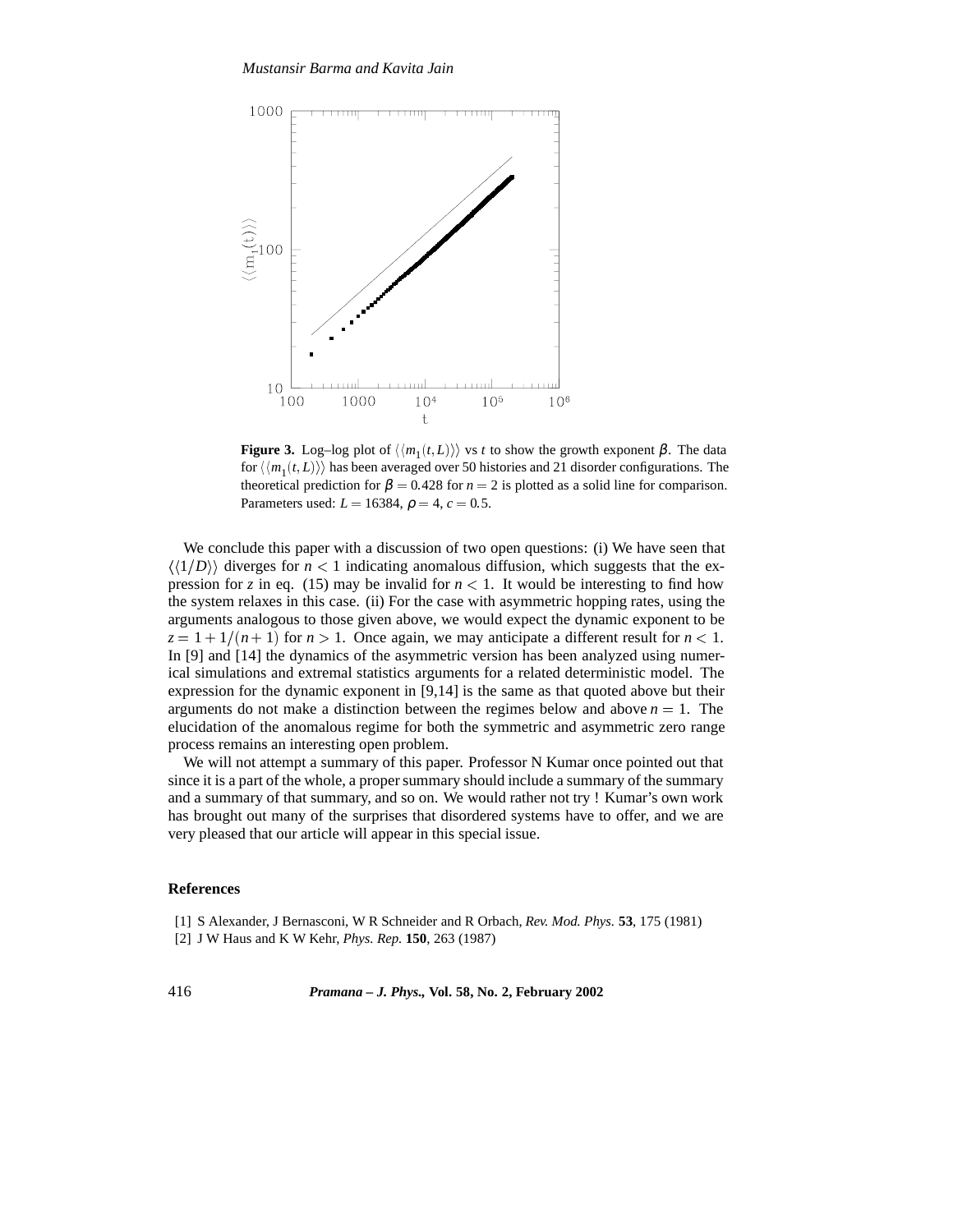**Figure 3.** Log–log plot of $\langle\langle m_1(t,L)\rangle\rangle$ vs $t$ to show the growth exponent $\beta$. The data for $\langle\langle m_1(t,L)\rangle\rangle$ has been averaged over 50 histories and 21 disorder configurations. The theoretical prediction for $\beta = 0.428$ for $n = 2$ is plotted as a solid line for comparison. Parameters used: $L = 16384$, $\rho = 4$, $c = 0.5$.

We conclude this paper with a discussion of two open questions: (i) We have seen that $\langle\langle 1/D\rangle\rangle$ diverges for $n < 1$ indicating anomalous diffusion, which suggests that the expression for $z$ in eq. (15) may be invalid for $n < 1$. It would be interesting to find how the system relaxes in this case. (ii) For the case with asymmetric hopping rates, using the arguments analogous to those given above, we would expect the dynamic exponent to be $z = 1 + 1/(n+1)$ for $n > 1$. Once again, we may anticipate a different result for $n < 1$. In [9] and [14] the dynamics of the asymmetric version has been analyzed using numerical simulations and extremal statistics arguments for a related deterministic model. The expression for the dynamic exponent in [9,14] is the same as that quoted above but their arguments do not make a distinction between the regimes below and above $n = 1$. The elucidation of the anomalous regime for both the symmetric and asymmetric zero range process remains an interesting open problem.

We will not attempt a summary of this paper. Professor N Kumar once pointed out that since it is a part of the whole, a proper summary should include a summary of the summary and a summary of that summary, and so on. We would rather not try ! Kumar's own work has brought out many of the surprises that disordered systems have to offer, and we are very pleased that our article will appear in this special issue.

## References

[1] S Alexander, J Bernasconi, W R Schneider and R Orbach, *Rev. Mod. Phys.* **53**, 175 (1981)
[2] J W Haus and K W Kehr, *Phys. Rep.* **150**, 263 (1987)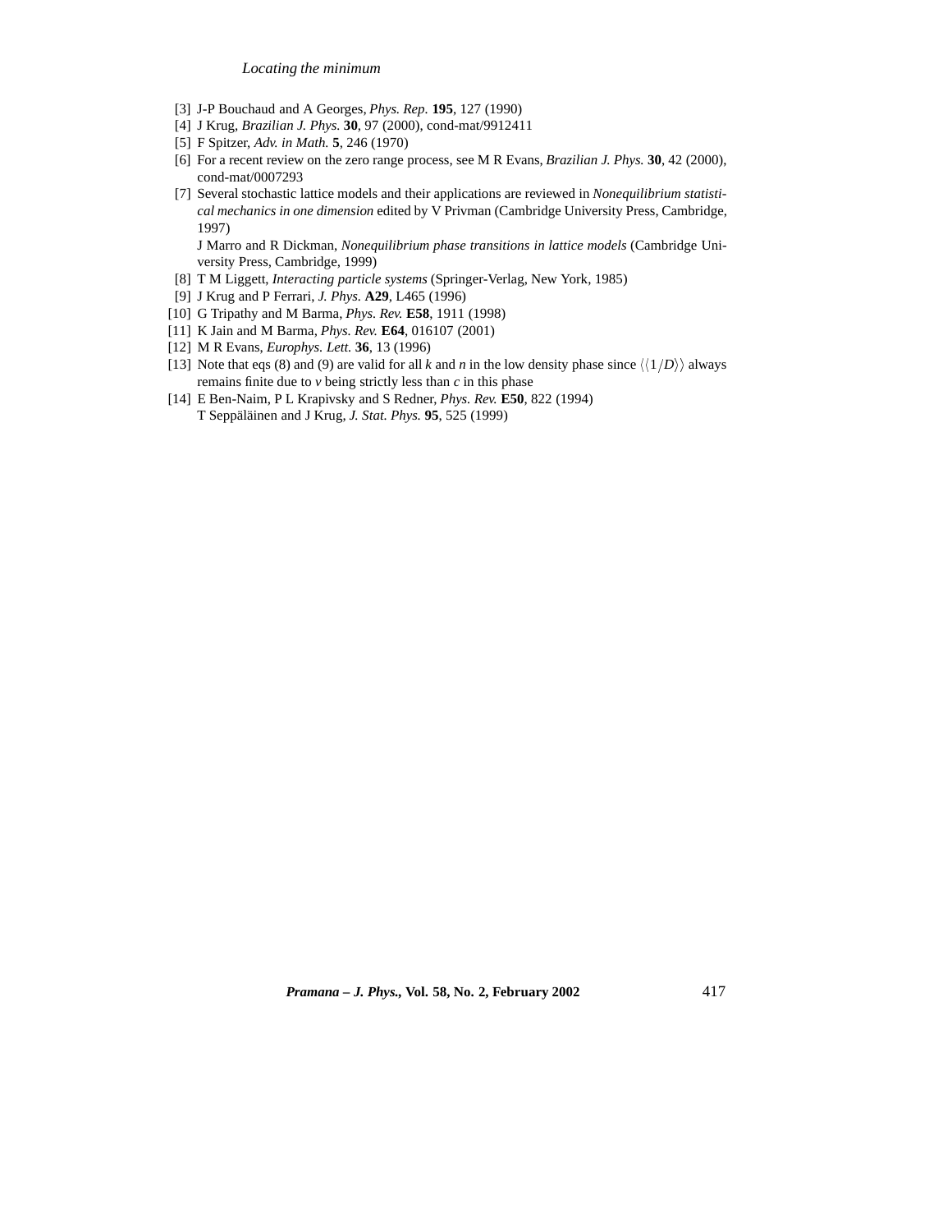[3] J-P Bouchaud and A Georges, *Phys. Rep.* **195**, 127 (1990)

[4] J Krug, *Brazilian J. Phys.* **30**, 97 (2000), cond-mat/9912411

[5] F Spitzer, *Adv. in Math.* **5**, 246 (1970)

[6] For a recent review on the zero range process, see M R Evans, *Brazilian J. Phys.* **30**, 42 (2000), cond-mat/0007293

[7] Several stochastic lattice models and their applications are reviewed in *Nonequilibrium statistical mechanics in one dimension* edited by V Privman (Cambridge University Press, Cambridge, 1997)

J Marro and R Dickman, *Nonequilibrium phase transitions in lattice models* (Cambridge University Press, Cambridge, 1999)

[8] T M Liggett, *Interacting particle systems* (Springer-Verlag, New York, 1985)

[9] J Krug and P Ferrari, *J. Phys.* **A29**, L465 (1996)

[10] G Tripathy and M Barma, *Phys. Rev.* **E58**, 1911 (1998)

[11] K Jain and M Barma, *Phys. Rev.* **E64**, 016107 (2001)

[12] M R Evans, *Europhys. Lett.* **36**, 13 (1996)

[13] Note that eqs (8) and (9) are valid for all $k$ and $n$ in the low density phase since $\langle\langle 1/D \rangle\rangle$ always remains finite due to $v$ being strictly less than $c$ in this phase

[14] E Ben-Naim, P L Krapivsky and S Redner, *Phys. Rev.* **E50**, 822 (1994)

T Seppäläinen and J Krug, *J. Stat. Phys.* **95**, 525 (1999)